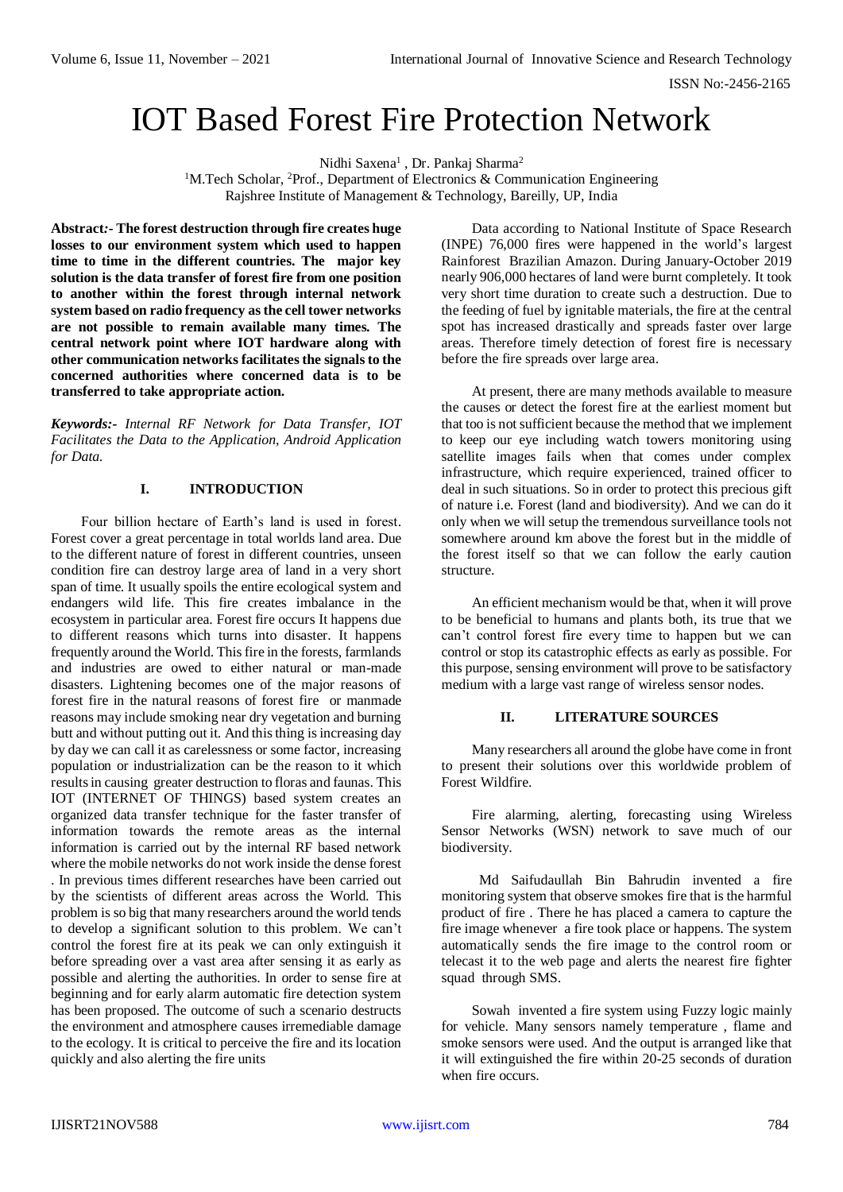# IOT Based Forest Fire Protection Network

Nidhi Saxena[1] , Dr. Pankaj Sharma[2]

[1]M.Tech Scholar, [2]Prof., Department of Electronics & Communication Engineering
Rajshree Institute of Management & Technology, Bareilly, UP, India

**Abstract:- The forest destruction through fire creates huge losses to our environment system which used to happen time to time in the different countries. The major key solution is the data transfer of forest fire from one position to another within the forest through internal network system based on radio frequency as the cell tower networks are not possible to remain available many times. The central network point where IOT hardware along with other communication networks facilitates the signals to the concerned authorities where concerned data is to be transferred to take appropriate action.**

***Keywords:-*** *Internal RF Network for Data Transfer, IOT Facilitates the Data to the Application, Android Application for Data.*

## I. INTRODUCTION

Four billion hectare of Earth's land is used in forest. Forest cover a great percentage in total worlds land area. Due to the different nature of forest in different countries, unseen condition fire can destroy large area of land in a very short span of time. It usually spoils the entire ecological system and endangers wild life. This fire creates imbalance in the ecosystem in particular area. Forest fire occurs It happens due to different reasons which turns into disaster. It happens frequently around the World. This fire in the forests, farmlands and industries are owed to either natural or man-made disasters. Lightening becomes one of the major reasons of forest fire in the natural reasons of forest fire or manmade reasons may include smoking near dry vegetation and burning butt and without putting out it. And this thing is increasing day by day we can call it as carelessness or some factor, increasing population or industrialization can be the reason to it which results in causing greater destruction to floras and faunas. This IOT (INTERNET OF THINGS) based system creates an organized data transfer technique for the faster transfer of information towards the remote areas as the internal information is carried out by the internal RF based network where the mobile networks do not work inside the dense forest . In previous times different researches have been carried out by the scientists of different areas across the World. This problem is so big that many researchers around the world tends to develop a significant solution to this problem. We can't control the forest fire at its peak we can only extinguish it before spreading over a vast area after sensing it as early as possible and alerting the authorities. In order to sense fire at beginning and for early alarm automatic fire detection system has been proposed. The outcome of such a scenario destructs the environment and atmosphere causes irremediable damage to the ecology. It is critical to perceive the fire and its location quickly and also alerting the fire units

Data according to National Institute of Space Research (INPE) 76,000 fires were happened in the world's largest Rainforest Brazilian Amazon. During January-October 2019 nearly 906,000 hectares of land were burnt completely. It took very short time duration to create such a destruction. Due to the feeding of fuel by ignitable materials, the fire at the central spot has increased drastically and spreads faster over large areas. Therefore timely detection of forest fire is necessary before the fire spreads over large area.

At present, there are many methods available to measure the causes or detect the forest fire at the earliest moment but that too is not sufficient because the method that we implement to keep our eye including watch towers monitoring using satellite images fails when that comes under complex infrastructure, which require experienced, trained officer to deal in such situations. So in order to protect this precious gift of nature i.e. Forest (land and biodiversity). And we can do it only when we will setup the tremendous surveillance tools not somewhere around km above the forest but in the middle of the forest itself so that we can follow the early caution structure.

An efficient mechanism would be that, when it will prove to be beneficial to humans and plants both, its true that we can't control forest fire every time to happen but we can control or stop its catastrophic effects as early as possible. For this purpose, sensing environment will prove to be satisfactory medium with a large vast range of wireless sensor nodes.

## II. LITERATURE SOURCES

Many researchers all around the globe have come in front to present their solutions over this worldwide problem of Forest Wildfire.

Fire alarming, alerting, forecasting using Wireless Sensor Networks (WSN) network to save much of our biodiversity.

Md Saifudaullah Bin Bahrudin invented a fire monitoring system that observe smokes fire that is the harmful product of fire . There he has placed a camera to capture the fire image whenever a fire took place or happens. The system automatically sends the fire image to the control room or telecast it to the web page and alerts the nearest fire fighter squad through SMS.

Sowah invented a fire system using Fuzzy logic mainly for vehicle. Many sensors namely temperature , flame and smoke sensors were used. And the output is arranged like that it will extinguished the fire within 20-25 seconds of duration when fire occurs.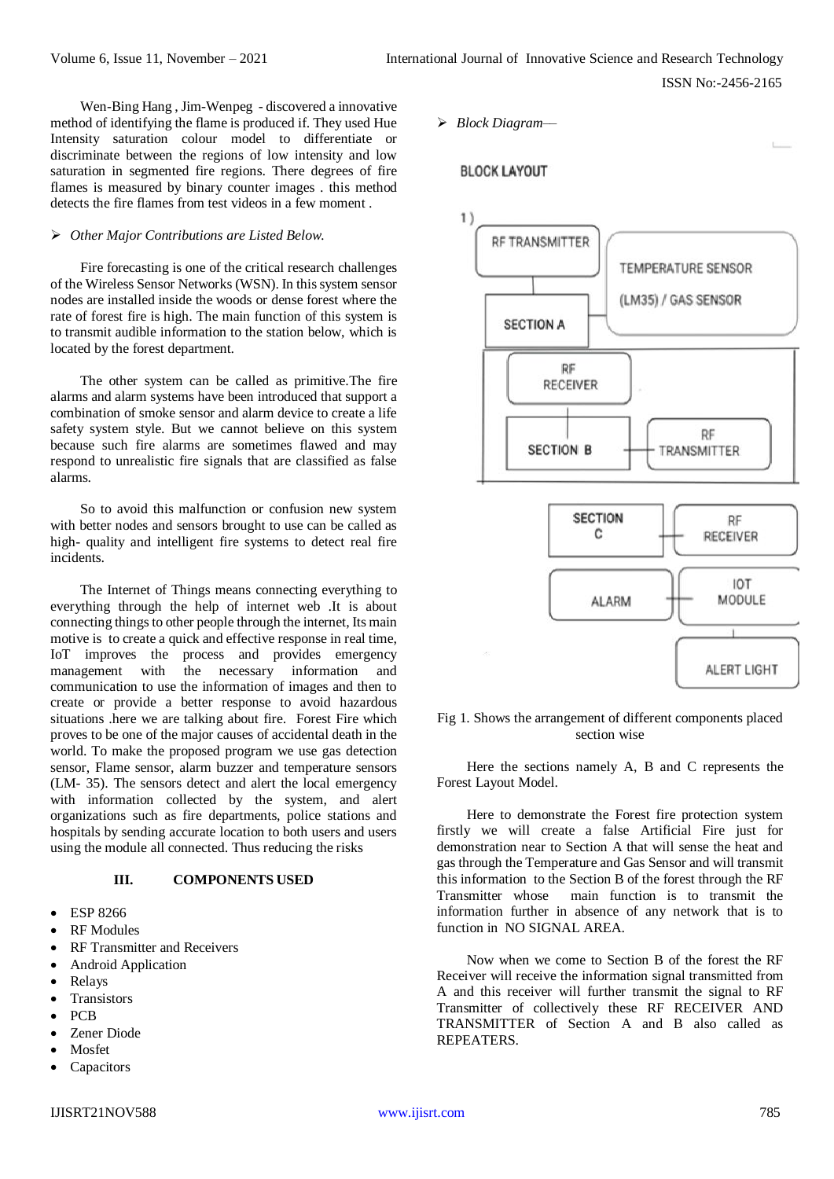Wen-Bing Hang , Jim-Wenpeg - discovered a innovative method of identifying the flame is produced if. They used Hue Intensity saturation colour model to differentiate or discriminate between the regions of low intensity and low saturation in segmented fire regions. There degrees of fire flames is measured by binary counter images . this method detects the fire flames from test videos in a few moment .

➢ *Other Major Contributions are Listed Below.*

Fire forecasting is one of the critical research challenges of the Wireless Sensor Networks (WSN). In this system sensor nodes are installed inside the woods or dense forest where the rate of forest fire is high. The main function of this system is to transmit audible information to the station below, which is located by the forest department.

The other system can be called as primitive.The fire alarms and alarm systems have been introduced that support a combination of smoke sensor and alarm device to create a life safety system style. But we cannot believe on this system because such fire alarms are sometimes flawed and may respond to unrealistic fire signals that are classified as false alarms.

So to avoid this malfunction or confusion new system with better nodes and sensors brought to use can be called as high- quality and intelligent fire systems to detect real fire incidents.

The Internet of Things means connecting everything to everything through the help of internet web .It is about connecting things to other people through the internet, Its main motive is to create a quick and effective response in real time, IoT improves the process and provides emergency management with the necessary information and communication to use the information of images and then to create or provide a better response to avoid hazardous situations .here we are talking about fire. Forest Fire which proves to be one of the major causes of accidental death in the world. To make the proposed program we use gas detection sensor, Flame sensor, alarm buzzer and temperature sensors (LM- 35). The sensors detect and alert the local emergency with information collected by the system, and alert organizations such as fire departments, police stations and hospitals by sending accurate location to both users and users using the module all connected. Thus reducing the risks

## III. COMPONENTS USED

- ESP 8266
- RF Modules
- RF Transmitter and Receivers
- Android Application
- Relays
- Transistors
- PCB
- Zener Diode
- Mosfet
- Capacitors

➢ *Block Diagram—*

BLOCK LAYOUT

1 )

RF TRANSMITTER — TEMPERATURE SENSOR (LM35) / GAS SENSOR — SECTION A

RF RECEIVER — SECTION B — RF TRANSMITTER

SECTION C — RF RECEIVER

ALARM — IOT MODULE — ALERT LIGHT

Fig 1. Shows the arrangement of different components placed section wise

Here the sections namely A, B and C represents the Forest Layout Model.

Here to demonstrate the Forest fire protection system firstly we will create a false Artificial Fire just for demonstration near to Section A that will sense the heat and gas through the Temperature and Gas Sensor and will transmit this information to the Section B of the forest through the RF Transmitter whose main function is to transmit the information further in absence of any network that is to function in NO SIGNAL AREA.

Now when we come to Section B of the forest the RF Receiver will receive the information signal transmitted from A and this receiver will further transmit the signal to RF Transmitter of collectively these RF RECEIVER AND TRANSMITTER of Section A and B also called as REPEATERS.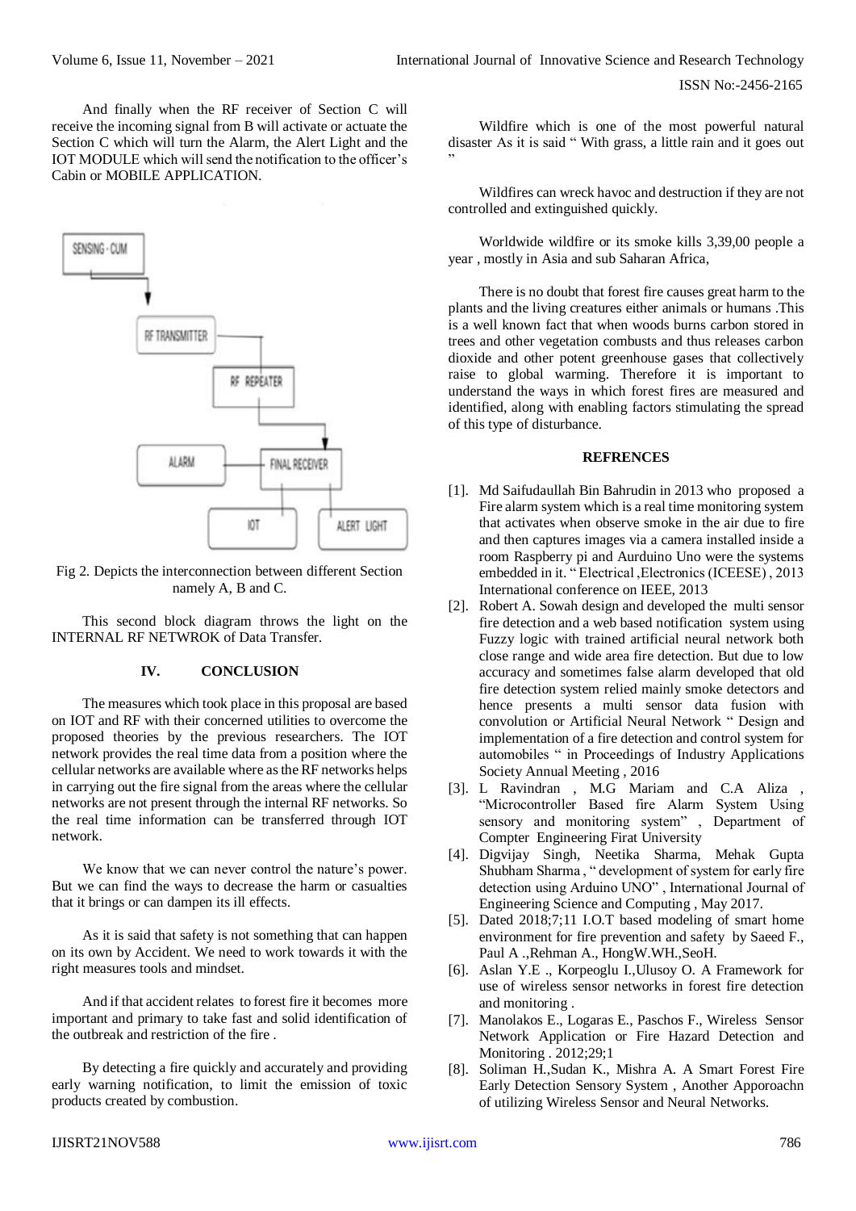And finally when the RF receiver of Section C will receive the incoming signal from B will activate or actuate the Section C which will turn the Alarm, the Alert Light and the IOT MODULE which will send the notification to the officer's Cabin or MOBILE APPLICATION.

Fig 2. Depicts the interconnection between different Section namely A, B and C.

This second block diagram throws the light on the INTERNAL RF NETWROK of Data Transfer.

## IV. CONCLUSION

The measures which took place in this proposal are based on IOT and RF with their concerned utilities to overcome the proposed theories by the previous researchers. The IOT network provides the real time data from a position where the cellular networks are available where as the RF networks helps in carrying out the fire signal from the areas where the cellular networks are not present through the internal RF networks. So the real time information can be transferred through IOT network.

We know that we can never control the nature's power. But we can find the ways to decrease the harm or casualties that it brings or can dampen its ill effects.

As it is said that safety is not something that can happen on its own by Accident. We need to work towards it with the right measures tools and mindset.

And if that accident relates to forest fire it becomes more important and primary to take fast and solid identification of the outbreak and restriction of the fire .

By detecting a fire quickly and accurately and providing early warning notification, to limit the emission of toxic products created by combustion.

Wildfire which is one of the most powerful natural disaster As it is said " With grass, a little rain and it goes out "

Wildfires can wreck havoc and destruction if they are not controlled and extinguished quickly.

Worldwide wildfire or its smoke kills 3,39,00 people a year , mostly in Asia and sub Saharan Africa,

There is no doubt that forest fire causes great harm to the plants and the living creatures either animals or humans .This is a well known fact that when woods burns carbon stored in trees and other vegetation combusts and thus releases carbon dioxide and other potent greenhouse gases that collectively raise to global warming. Therefore it is important to understand the ways in which forest fires are measured and identified, along with enabling factors stimulating the spread of this type of disturbance.

## REFRENCES

[1]. Md Saifudaullah Bin Bahrudin in 2013 who proposed a Fire alarm system which is a real time monitoring system that activates when observe smoke in the air due to fire and then captures images via a camera installed inside a room Raspberry pi and Aurduino Uno were the systems embedded in it. " Electrical ,Electronics (ICEESE) , 2013 International conference on IEEE, 2013

[2]. Robert A. Sowah design and developed the multi sensor fire detection and a web based notification system using Fuzzy logic with trained artificial neural network both close range and wide area fire detection. But due to low accuracy and sometimes false alarm developed that old fire detection system relied mainly smoke detectors and hence presents a multi sensor data fusion with convolution or Artificial Neural Network " Design and implementation of a fire detection and control system for automobiles " in Proceedings of Industry Applications Society Annual Meeting , 2016

[3]. L Ravindran , M.G Mariam and C.A Aliza , "Microcontroller Based fire Alarm System Using sensory and monitoring system" , Department of Compter Engineering Firat University

[4]. Digvijay Singh, Neetika Sharma, Mehak Gupta Shubham Sharma , " development of system for early fire detection using Arduino UNO" , International Journal of Engineering Science and Computing , May 2017.

[5]. Dated 2018;7;11 I.O.T based modeling of smart home environment for fire prevention and safety by Saeed F., Paul A .,Rehman A., HongW.WH.,SeoH.

[6]. Aslan Y.E ., Korpeoglu I.,Ulusoy O. A Framework for use of wireless sensor networks in forest fire detection and monitoring .

[7]. Manolakos E., Logaras E., Paschos F., Wireless Sensor Network Application or Fire Hazard Detection and Monitoring . 2012;29;1

[8]. Soliman H.,Sudan K., Mishra A. A Smart Forest Fire Early Detection Sensory System , Another Apporoachn of utilizing Wireless Sensor and Neural Networks.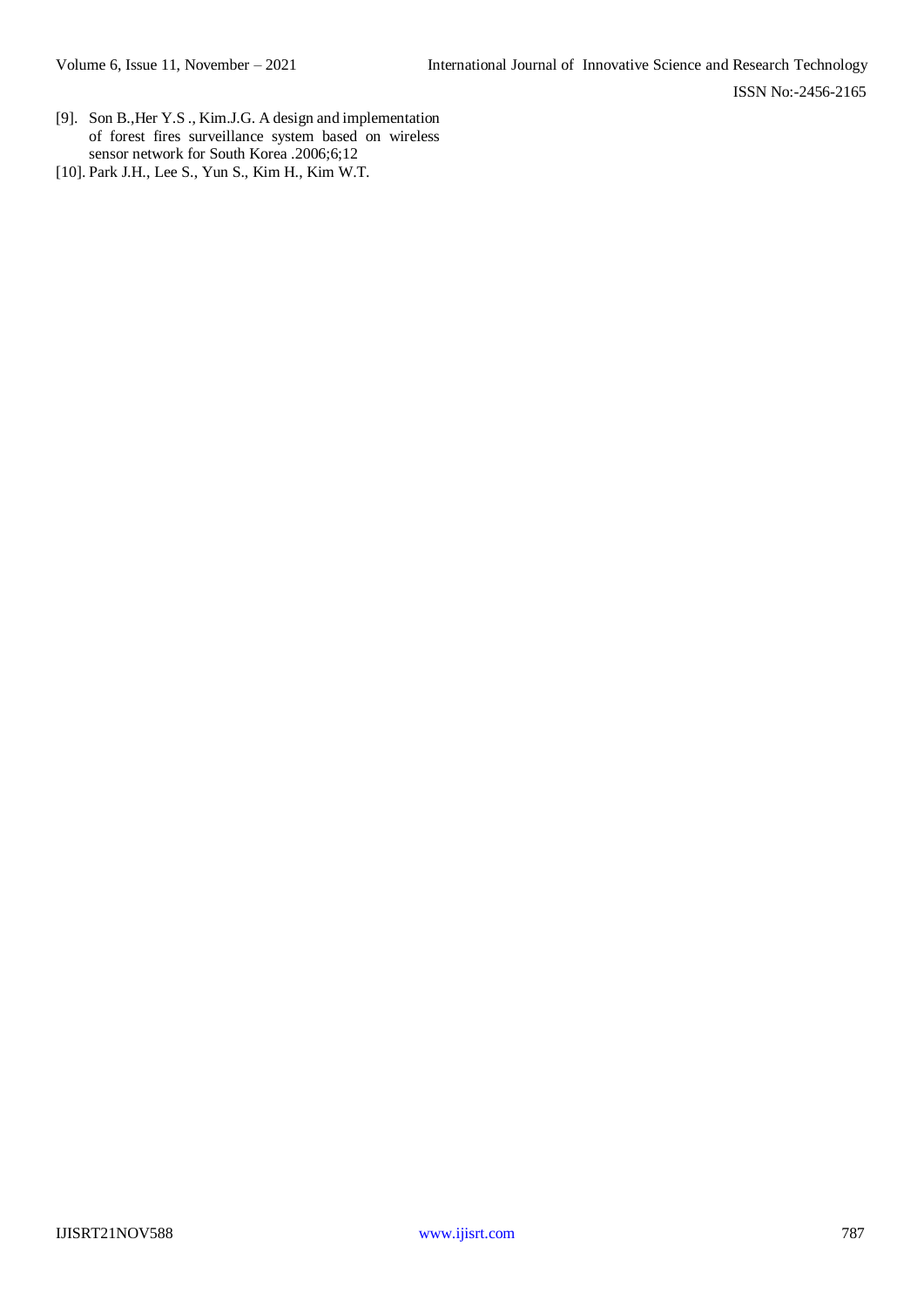[9]. Son B.,Her Y.S ., Kim.J.G. A design and implementation of forest fires surveillance system based on wireless sensor network for South Korea .2006;6;12

[10]. Park J.H., Lee S., Yun S., Kim H., Kim W.T.